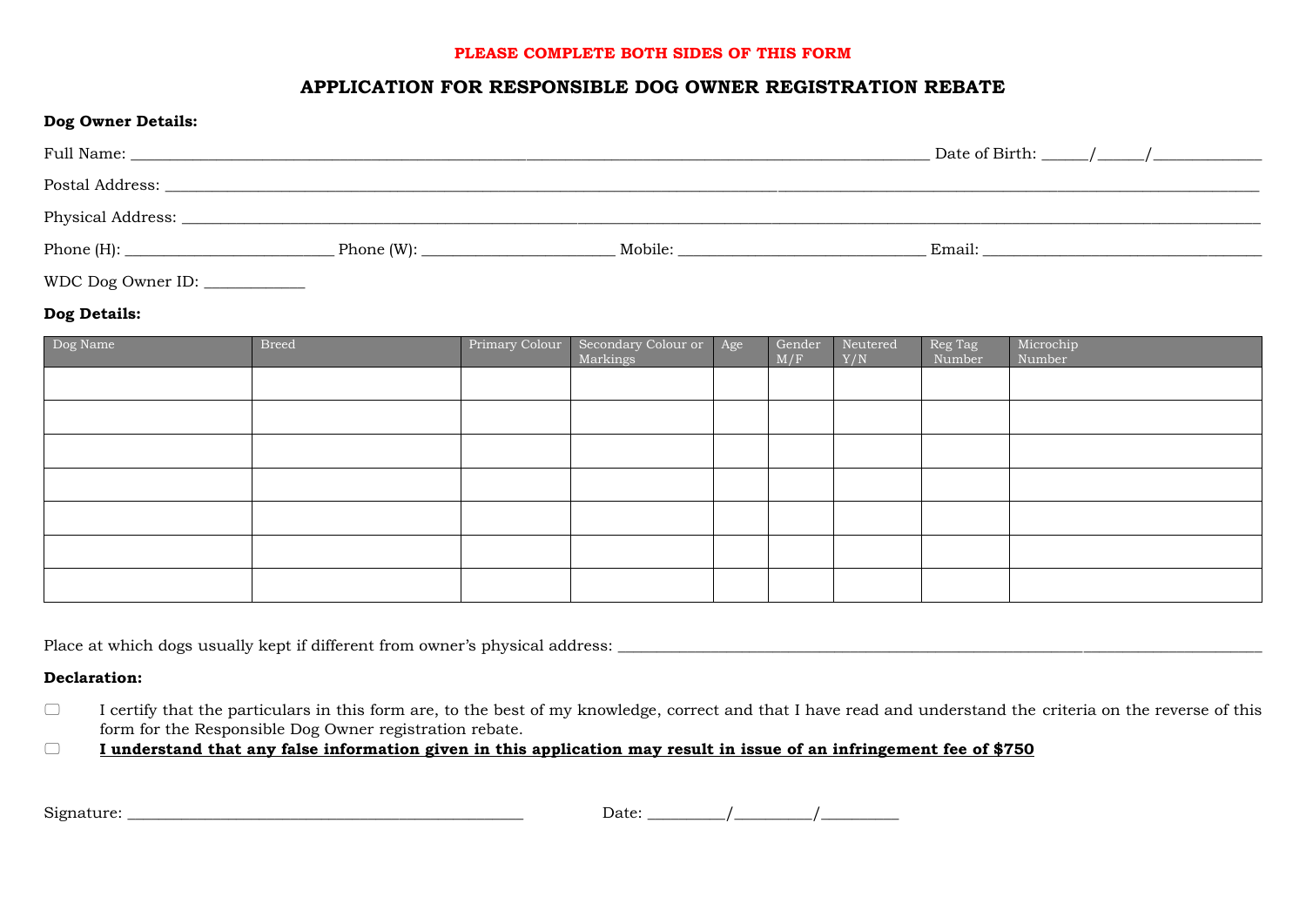**PLEASE COMPLETE BOTH SIDES OF THIS FORM**

# APPLICATION FOR RESPONSIBLE DOG OWNER REGISTRATION REBATE

**Dog Owner Details:**

Full Name: ______________________________________________ Date of Birth: _____/_____/____________

Postal Address: ______________________________________________________________________________

Physical Address: ____________________________________________________________________________

Phone (H): _______________________ Phone (W): ______________________ Mobile: ____________________________ Email: ___________________________________

WDC Dog Owner ID: ____________

**Dog Details:**

| Dog Name | Breed | Primary Colour | Secondary Colour or Markings | Age | Gender M/F | Neutered Y/N | Reg Tag Number | Microchip Number |
|---|---|---|---|---|---|---|---|---|
| | | | | | | | | |
| | | | | | | | | |
| | | | | | | | | |
| | | | | | | | | |
| | | | | | | | | |
| | | | | | | | | |
| | | | | | | | | |

Place at which dogs usually kept if different from owner's physical address: ____________________________________________

**Declaration:**

☐ I certify that the particulars in this form are, to the best of my knowledge, correct and that I have read and understand the criteria on the reverse of this form for the Responsible Dog Owner registration rebate.

☐ **I understand that any false information given in this application may result in issue of an infringement fee of $750**

Signature: _______________________________________________ Date: _________/_________/_________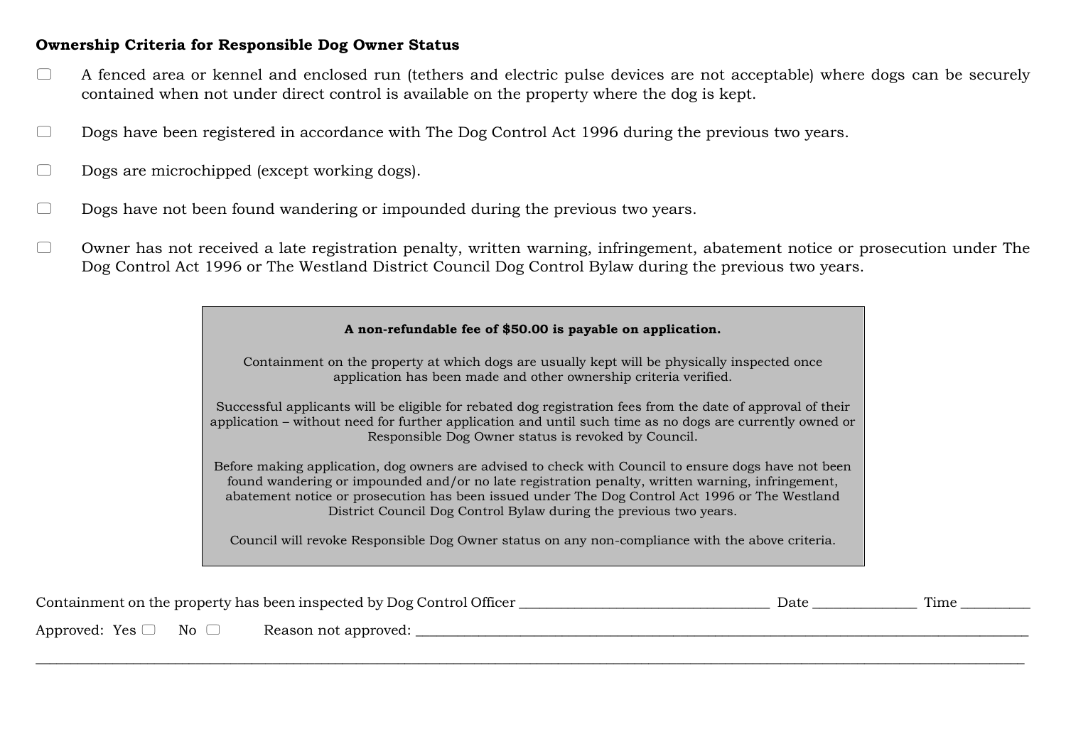**Ownership Criteria for Responsible Dog Owner Status**

- ☐ A fenced area or kennel and enclosed run (tethers and electric pulse devices are not acceptable) where dogs can be securely contained when not under direct control is available on the property where the dog is kept.
- ☐ Dogs have been registered in accordance with The Dog Control Act 1996 during the previous two years.
- ☐ Dogs are microchipped (except working dogs).
- ☐ Dogs have not been found wandering or impounded during the previous two years.
- ☐ Owner has not received a late registration penalty, written warning, infringement, abatement notice or prosecution under The Dog Control Act 1996 or The Westland District Council Dog Control Bylaw during the previous two years.

**A non-refundable fee of $50.00 is payable on application.**

Containment on the property at which dogs are usually kept will be physically inspected once application has been made and other ownership criteria verified.

Successful applicants will be eligible for rebated dog registration fees from the date of approval of their application – without need for further application and until such time as no dogs are currently owned or Responsible Dog Owner status is revoked by Council.

Before making application, dog owners are advised to check with Council to ensure dogs have not been found wandering or impounded and/or no late registration penalty, written warning, infringement, abatement notice or prosecution has been issued under The Dog Control Act 1996 or The Westland District Council Dog Control Bylaw during the previous two years.

Council will revoke Responsible Dog Owner status on any non-compliance with the above criteria.

Containment on the property has been inspected by Dog Control Officer ______________________ Date __________ Time ________

Approved: Yes ☐ No ☐ Reason not approved: ______________________________________________

______________________________________________________________________________